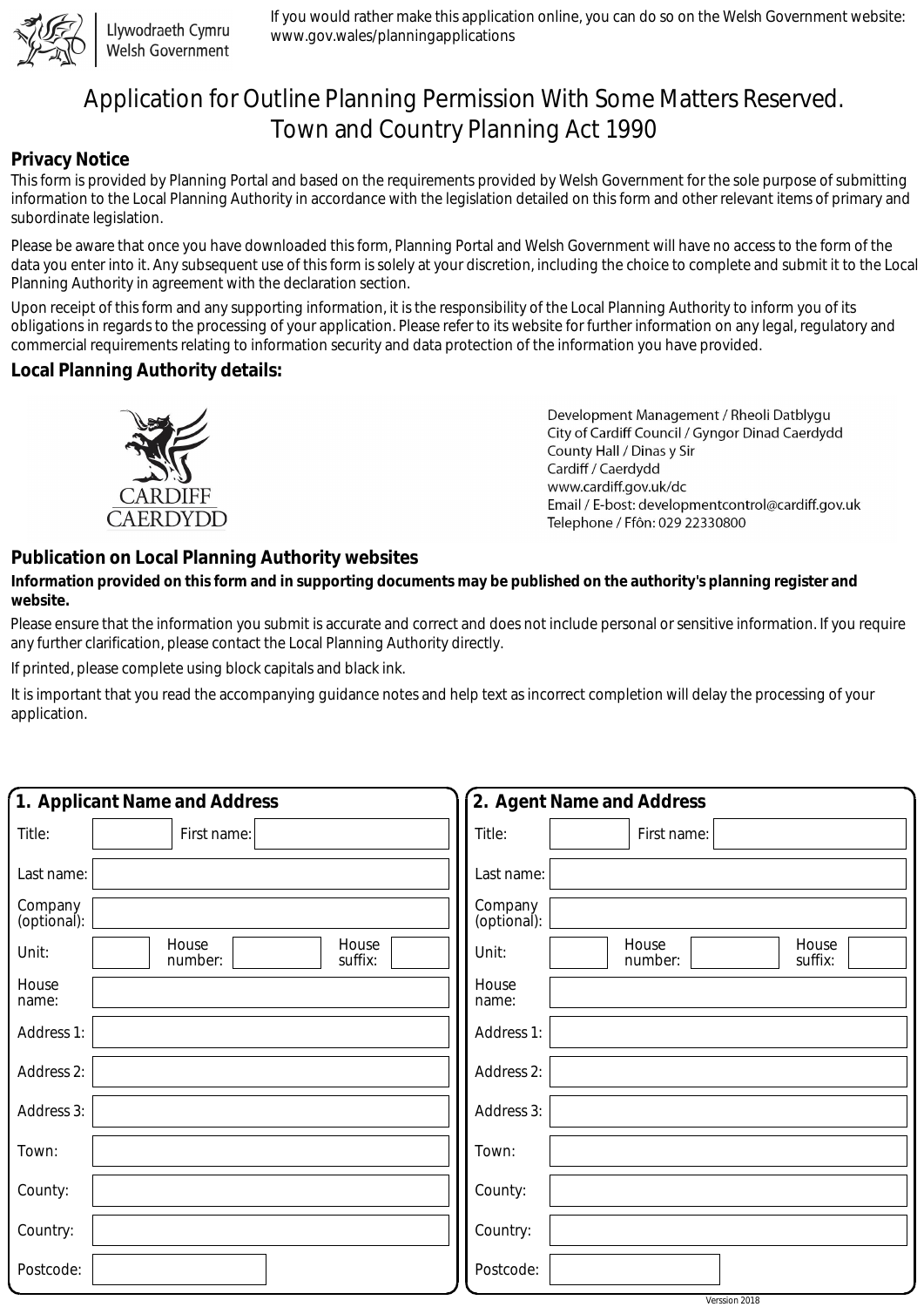Llywodraeth Cymru
Welsh Government

If you would rather make this application online, you can do so on the Welsh Government website: www.gov.wales/planningapplications

# Application for Outline Planning Permission With Some Matters Reserved. Town and Country Planning Act 1990

## Privacy Notice

This form is provided by Planning Portal and based on the requirements provided by Welsh Government for the sole purpose of submitting information to the Local Planning Authority in accordance with the legislation detailed on this form and other relevant items of primary and subordinate legislation.

Please be aware that once you have downloaded this form, Planning Portal and Welsh Government will have no access to the form of the data you enter into it. Any subsequent use of this form is solely at your discretion, including the choice to complete and submit it to the Local Planning Authority in agreement with the declaration section.

Upon receipt of this form and any supporting information, it is the responsibility of the Local Planning Authority to inform you of its obligations in regards to the processing of your application. Please refer to its website for further information on any legal, regulatory and commercial requirements relating to information security and data protection of the information you have provided.

## Local Planning Authority details:

CARDIFF
CAERDYDD

Development Management / Rheoli Datblygu
City of Cardiff Council / Gyngor Dinad Caerdydd
County Hall / Dinas y Sir
Cardiff / Caerdydd
www.cardiff.gov.uk/dc
Email / E-bost: developmentcontrol@cardiff.gov.uk
Telephone / Ffôn: 029 22330800

## Publication on Local Planning Authority websites

**Information provided on this form and in supporting documents may be published on the authority's planning register and website.**

Please ensure that the information you submit is accurate and correct and does not include personal or sensitive information. If you require any further clarification, please contact the Local Planning Authority directly.

If printed, please complete using block capitals and black ink.

It is important that you read the accompanying guidance notes and help text as incorrect completion will delay the processing of your application.

## 1. Applicant Name and Address

| | |
|---|---|
| Title: | First name: |
| Last name: | |
| Company (optional): | |
| Unit: | House number: / House suffix: |
| House name: | |
| Address 1: | |
| Address 2: | |
| Address 3: | |
| Town: | |
| County: | |
| Country: | |
| Postcode: | |

## 2. Agent Name and Address

| | |
|---|---|
| Title: | First name: |
| Last name: | |
| Company (optional): | |
| Unit: | House number: / House suffix: |
| House name: | |
| Address 1: | |
| Address 2: | |
| Address 3: | |
| Town: | |
| County: | |
| Country: | |
| Postcode: | |

Version 2018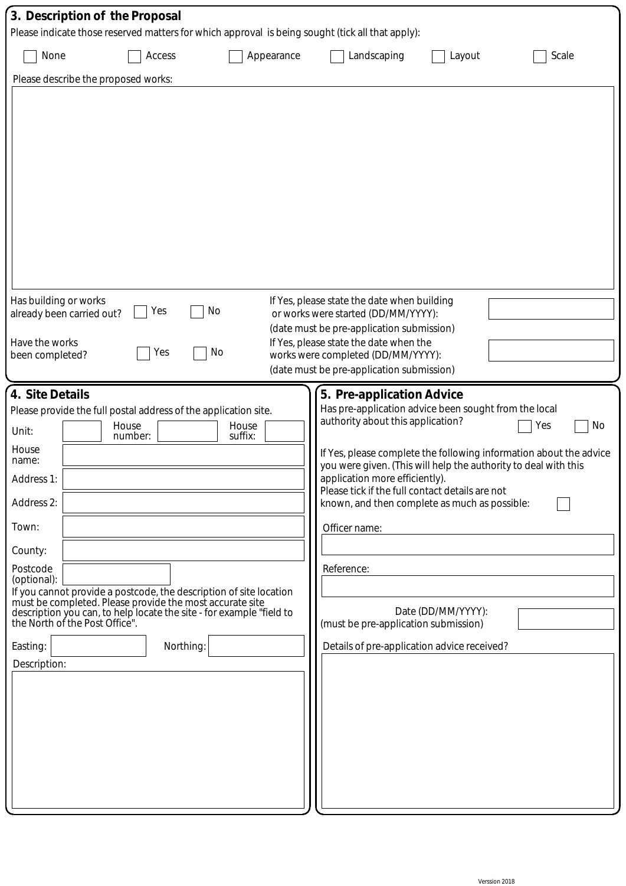## 3. Description of the Proposal

Please indicate those reserved matters for which approval is being sought (tick all that apply):

☐ None ☐ Access ☐ Appearance ☐ Landscaping ☐ Layout ☐ Scale

Please describe the proposed works:

Has building or works already been carried out? ☐ Yes ☐ No

If Yes, please state the date when building or works were started (DD/MM/YYYY):
(date must be pre-application submission)

Have the works been completed? ☐ Yes ☐ No

If Yes, please state the date when the works were completed (DD/MM/YYYY):
(date must be pre-application submission)

## 4. Site Details

Please provide the full postal address of the application site.

Unit:

House number:

House suffix:

House name:

Address 1:

Address 2:

Town:

County:

Postcode (optional):

If you cannot provide a postcode, the description of site location must be completed. Please provide the most accurate site description you can, to help locate the site - for example "field to the North of the Post Office".

Easting:

Northing:

Description:

## 5. Pre-application Advice

Has pre-application advice been sought from the local authority about this application? ☐ Yes ☐ No

If Yes, please complete the following information about the advice you were given. (This will help the authority to deal with this application more efficiently).

Please tick if the full contact details are not known, and then complete as much as possible: ☐

Officer name:

Reference:

Date (DD/MM/YYYY):
(must be pre-application submission)

Details of pre-application advice received?

Verssion 2018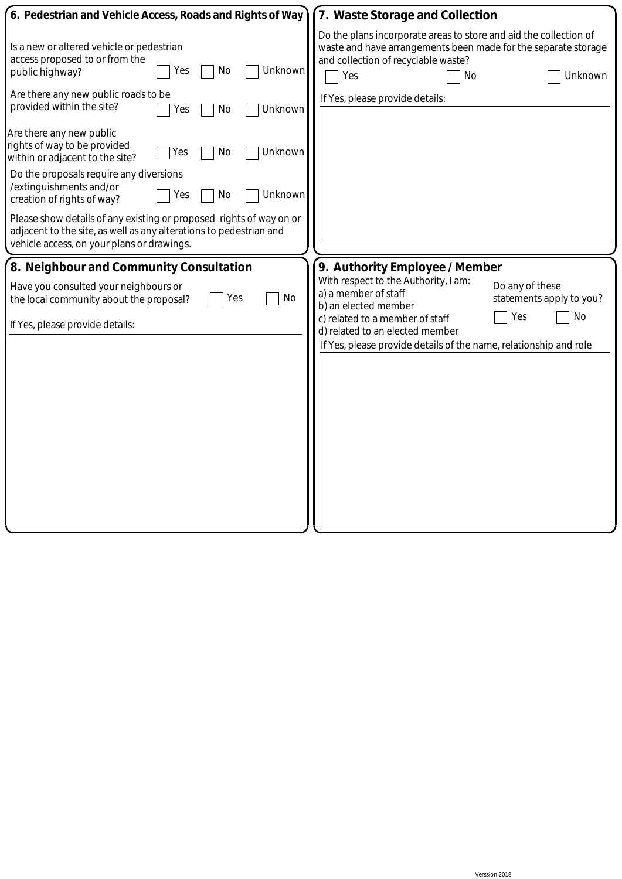## 6. Pedestrian and Vehicle Access, Roads and Rights of Way

Is a new or altered vehicle or pedestrian access proposed to or from the public highway? ☐ Yes ☐ No ☐ Unknown

Are there any new public roads to be provided within the site? ☐ Yes ☐ No ☐ Unknown

Are there any new public rights of way to be provided within or adjacent to the site? ☐ Yes ☐ No ☐ Unknown

Do the proposals require any diversions /extinguishments and/or creation of rights of way? ☐ Yes ☐ No ☐ Unknown

Please show details of any existing or proposed rights of way on or adjacent to the site, as well as any alterations to pedestrian and vehicle access, on your plans or drawings.

## 7. Waste Storage and Collection

Do the plans incorporate areas to store and aid the collection of waste and have arrangements been made for the separate storage and collection of recyclable waste?

☐ Yes ☐ No ☐ Unknown

If Yes, please provide details:

## 8. Neighbour and Community Consultation

Have you consulted your neighbours or the local community about the proposal? ☐ Yes ☐ No

If Yes, please provide details:

## 9. Authority Employee / Member

With respect to the Authority, I am:
a) a member of staff
b) an elected member
c) related to a member of staff
d) related to an elected member

Do any of these statements apply to you? ☐ Yes ☐ No

If Yes, please provide details of the name, relationship and role

VersSion 2018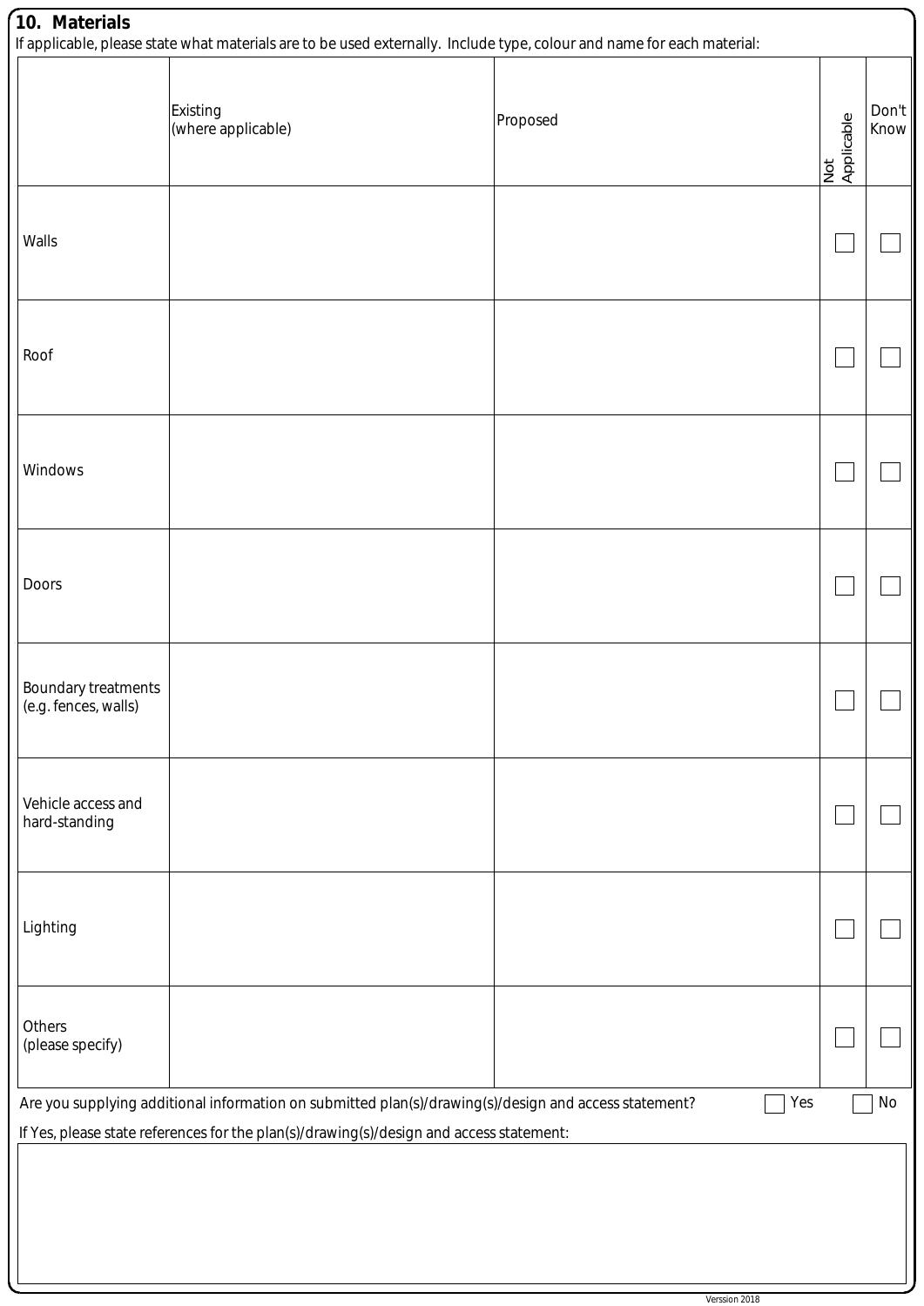## 10. Materials

If applicable, please state what materials are to be used externally. Include type, colour and name for each material:

| | Existing (where applicable) | Proposed | Not Applicable | Don't Know |
|---|---|---|---|---|
| Walls | | | ☐ | ☐ |
| Roof | | | ☐ | ☐ |
| Windows | | | ☐ | ☐ |
| Doors | | | ☐ | ☐ |
| Boundary treatments (e.g. fences, walls) | | | ☐ | ☐ |
| Vehicle access and hard-standing | | | ☐ | ☐ |
| Lighting | | | ☐ | ☐ |
| Others (please specify) | | | ☐ | ☐ |

Are you supplying additional information on submitted plan(s)/drawing(s)/design and access statement? ☐ Yes ☐ No

If Yes, please state references for the plan(s)/drawing(s)/design and access statement:

Versssion 2018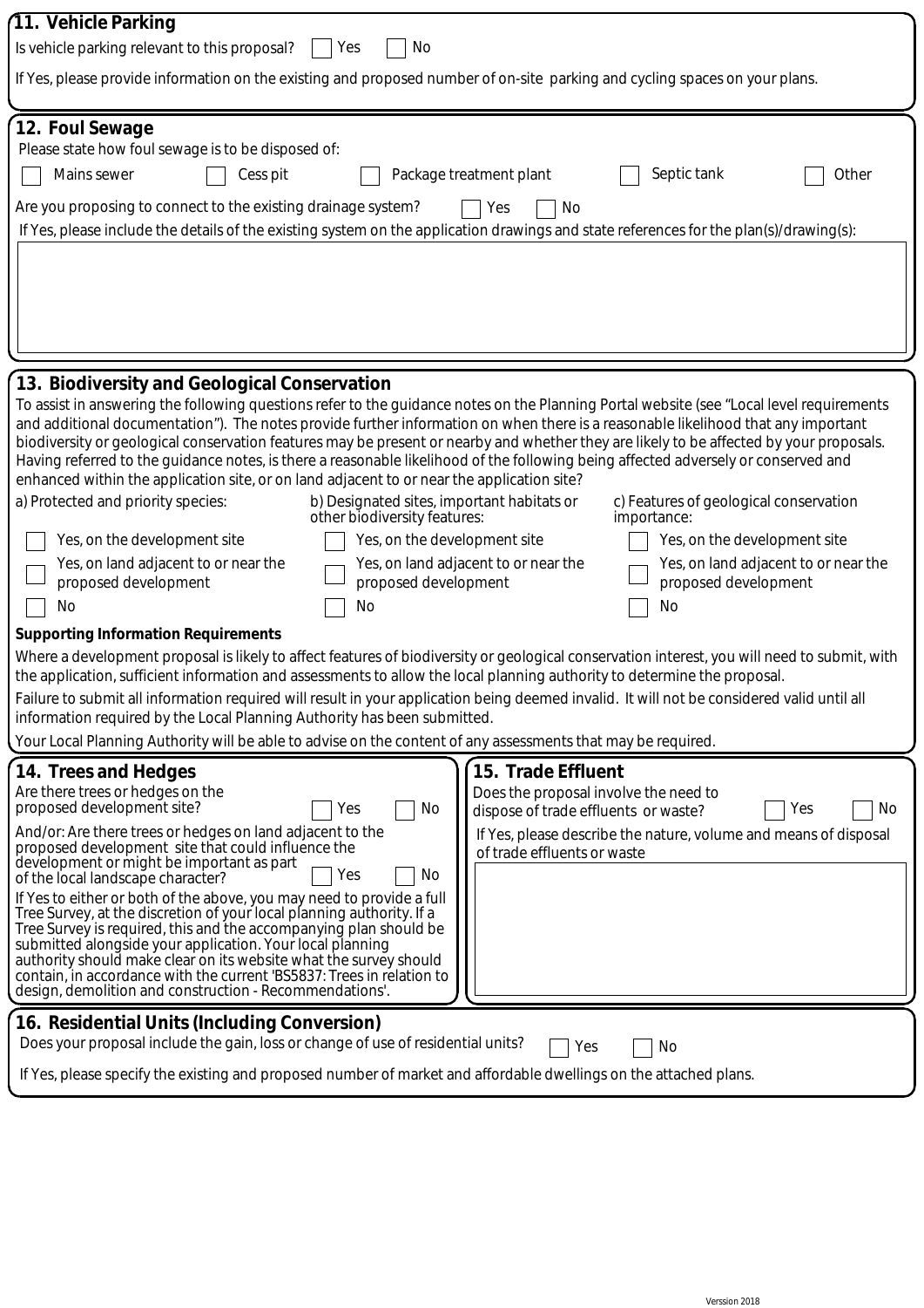## 11. Vehicle Parking

Is vehicle parking relevant to this proposal? ☐ Yes ☐ No

If Yes, please provide information on the existing and proposed number of on-site parking and cycling spaces on your plans.

## 12. Foul Sewage

Please state how foul sewage is to be disposed of:

☐ Mains sewer ☐ Cess pit ☐ Package treatment plant ☐ Septic tank ☐ Other

Are you proposing to connect to the existing drainage system? ☐ Yes ☐ No

If Yes, please include the details of the existing system on the application drawings and state references for the plan(s)/drawing(s):

## 13. Biodiversity and Geological Conservation

To assist in answering the following questions refer to the guidance notes on the Planning Portal website (see "Local level requirements and additional documentation"). The notes provide further information on when there is a reasonable likelihood that any important biodiversity or geological conservation features may be present or nearby and whether they are likely to be affected by your proposals. Having referred to the guidance notes, is there a reasonable likelihood of the following being affected adversely or conserved and enhanced within the application site, or on land adjacent to or near the application site?

| a) Protected and priority species: | b) Designated sites, important habitats or other biodiversity features: | c) Features of geological conservation importance: |
|---|---|---|
| ☐ Yes, on the development site | ☐ Yes, on the development site | ☐ Yes, on the development site |
| ☐ Yes, on land adjacent to or near the proposed development | ☐ Yes, on land adjacent to or near the proposed development | ☐ Yes, on land adjacent to or near the proposed development |
| ☐ No | ☐ No | ☐ No |

**Supporting Information Requirements**

Where a development proposal is likely to affect features of biodiversity or geological conservation interest, you will need to submit, with the application, sufficient information and assessments to allow the local planning authority to determine the proposal.

Failure to submit all information required will result in your application being deemed invalid. It will not be considered valid until all information required by the Local Planning Authority has been submitted.

Your Local Planning Authority will be able to advise on the content of any assessments that may be required.

## 14. Trees and Hedges

Are there trees or hedges on the proposed development site? ☐ Yes ☐ No

And/or: Are there trees or hedges on land adjacent to the proposed development site that could influence the development or might be important as part of the local landscape character? ☐ Yes ☐ No

If Yes to either or both of the above, you may need to provide a full Tree Survey, at the discretion of your local planning authority. If a Tree Survey is required, this and the accompanying plan should be submitted alongside your application. Your local planning authority should make clear on its website what the survey should contain, in accordance with the current 'BS5837: Trees in relation to design, demolition and construction - Recommendations'.

## 15. Trade Effluent

Does the proposal involve the need to dispose of trade effluents or waste? ☐ Yes ☐ No

If Yes, please describe the nature, volume and means of disposal of trade effluents or waste

## 16. Residential Units (Including Conversion)

Does your proposal include the gain, loss or change of use of residential units? ☐ Yes ☐ No

If Yes, please specify the existing and proposed number of market and affordable dwellings on the attached plans.

Verssion 2018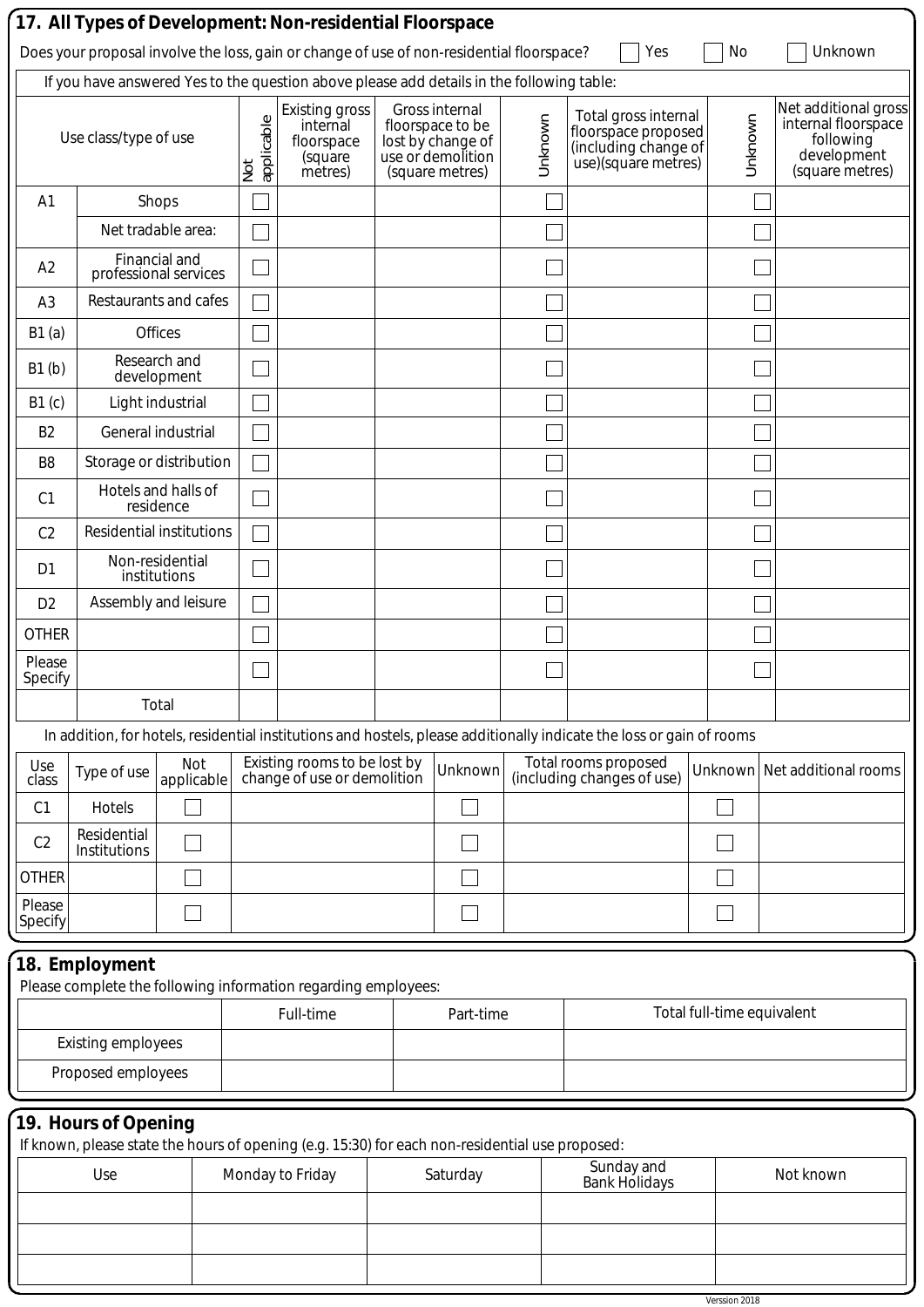## 17. All Types of Development: Non-residential Floorspace

Does your proposal involve the loss, gain or change of use of non-residential floorspace? ☐ Yes ☐ No ☐ Unknown

If you have answered Yes to the question above please add details in the following table:

| Use class/type of use | | Not applicable | Existing gross internal floorspace (square metres) | Gross internal floorspace to be lost by change of use or demolition (square metres) | Unknown | Total gross internal floorspace proposed (including change of use)(square metres) | Unknown | Net additional gross internal floorspace following development (square metres) |
|---|---|---|---|---|---|---|---|---|
| A1 | Shops | ☐ | | | ☐ | | ☐ | |
| | Net tradable area: | ☐ | | | ☐ | | ☐ | |
| A2 | Financial and professional services | ☐ | | | ☐ | | ☐ | |
| A3 | Restaurants and cafes | ☐ | | | ☐ | | ☐ | |
| B1 (a) | Offices | ☐ | | | ☐ | | ☐ | |
| B1 (b) | Research and development | ☐ | | | ☐ | | ☐ | |
| B1 (c) | Light industrial | ☐ | | | ☐ | | ☐ | |
| B2 | General industrial | ☐ | | | ☐ | | ☐ | |
| B8 | Storage or distribution | ☐ | | | ☐ | | ☐ | |
| C1 | Hotels and halls of residence | ☐ | | | ☐ | | ☐ | |
| C2 | Residential institutions | ☐ | | | ☐ | | ☐ | |
| D1 | Non-residential institutions | ☐ | | | ☐ | | ☐ | |
| D2 | Assembly and leisure | ☐ | | | ☐ | | ☐ | |
| OTHER | | ☐ | | | ☐ | | ☐ | |
| Please Specify | | ☐ | | | ☐ | | ☐ | |
| | Total | | | | | | | |

In addition, for hotels, residential institutions and hostels, please additionally indicate the loss or gain of rooms

| Use class | Type of use | Not applicable | Existing rooms to be lost by change of use or demolition | Unknown | Total rooms proposed (including changes of use) | Unknown | Net additional rooms |
|---|---|---|---|---|---|---|---|
| C1 | Hotels | ☐ | | ☐ | | ☐ | |
| C2 | Residential Institutions | ☐ | | ☐ | | ☐ | |
| OTHER | | ☐ | | ☐ | | ☐ | |
| Please Specify | | ☐ | | ☐ | | ☐ | |

## 18. Employment

Please complete the following information regarding employees:

| | Full-time | Part-time | Total full-time equivalent |
|---|---|---|---|
| Existing employees | | | |
| Proposed employees | | | |

## 19. Hours of Opening

If known, please state the hours of opening (e.g. 15:30) for each non-residential use proposed:

| Use | Monday to Friday | Saturday | Sunday and Bank Holidays | Not known |
|---|---|---|---|---|
| | | | | |
| | | | | |
| | | | | |

Verssion 2018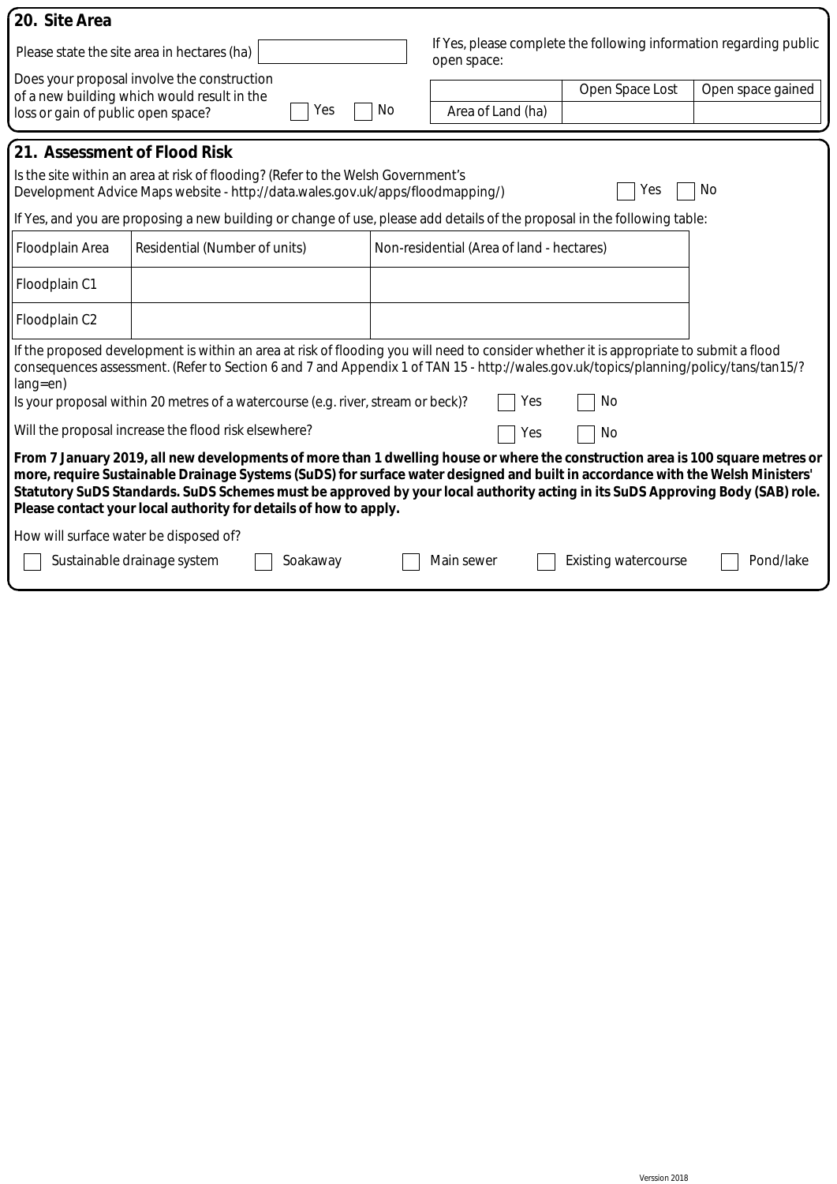## 20. Site Area

Please state the site area in hectares (ha)

Does your proposal involve the construction of a new building which would result in the loss or gain of public open space? ☐ Yes ☐ No

If Yes, please complete the following information regarding public open space:

| | Open Space Lost | Open space gained |
|---|---|---|
| Area of Land (ha) | | |

## 21. Assessment of Flood Risk

Is the site within an area at risk of flooding? (Refer to the Welsh Government's Development Advice Maps website - http://data.wales.gov.uk/apps/floodmapping/) ☐ Yes ☐ No

If Yes, and you are proposing a new building or change of use, please add details of the proposal in the following table:

| Floodplain Area | Residential (Number of units) | Non-residential (Area of land - hectares) |
|---|---|---|
| Floodplain C1 | | |
| Floodplain C2 | | |

If the proposed development is within an area at risk of flooding you will need to consider whether it is appropriate to submit a flood consequences assessment. (Refer to Section 6 and 7 and Appendix 1 of TAN 15 - http://wales.gov.uk/topics/planning/policy/tans/tan15/?lang=en)

Is your proposal within 20 metres of a watercourse (e.g. river, stream or beck)? ☐ Yes ☐ No

Will the proposal increase the flood risk elsewhere? ☐ Yes ☐ No

**From 7 January 2019, all new developments of more than 1 dwelling house or where the construction area is 100 square metres or more, require Sustainable Drainage Systems (SuDS) for surface water designed and built in accordance with the Welsh Ministers' Statutory SuDS Standards. SuDS Schemes must be approved by your local authority acting in its SuDS Approving Body (SAB) role. Please contact your local authority for details of how to apply.**

How will surface water be disposed of?

☐ Sustainable drainage system ☐ Soakaway ☐ Main sewer ☐ Existing watercourse ☐ Pond/lake

Version 2018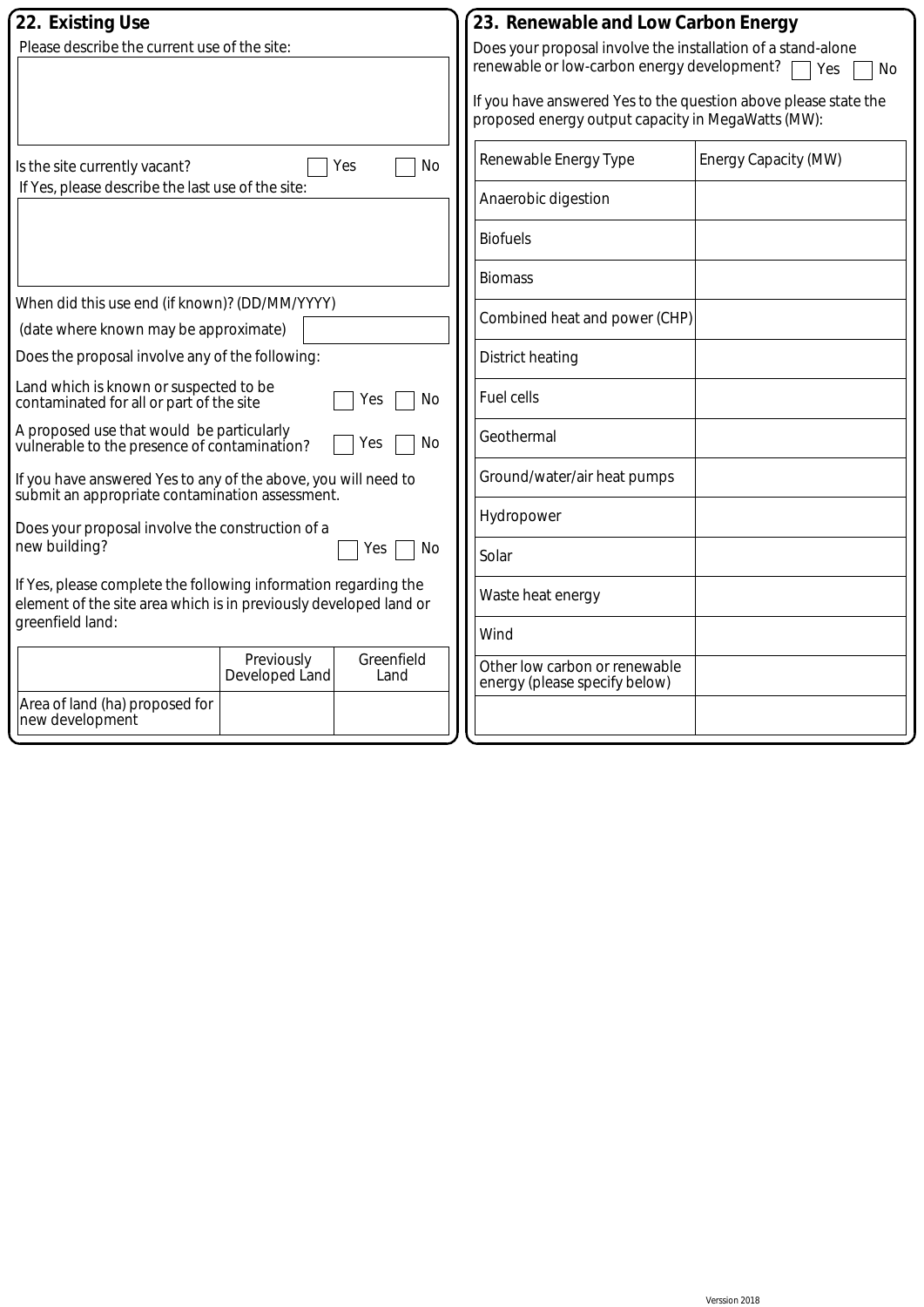## 22. Existing Use

Please describe the current use of the site:

Is the site currently vacant? ☐ Yes ☐ No

If Yes, please describe the last use of the site:

When did this use end (if known)? (DD/MM/YYYY)
(date where known may be approximate)

Does the proposal involve any of the following:

Land which is known or suspected to be contaminated for all or part of the site ☐ Yes ☐ No

A proposed use that would be particularly vulnerable to the presence of contamination? ☐ Yes ☐ No

If you have answered Yes to any of the above, you will need to submit an appropriate contamination assessment.

Does your proposal involve the construction of a new building? ☐ Yes ☐ No

If Yes, please complete the following information regarding the element of the site area which is in previously developed land or greenfield land:

| | Previously Developed Land | Greenfield Land |
|---|---|---|
| Area of land (ha) proposed for new development | | |

## 23. Renewable and Low Carbon Energy

Does your proposal involve the installation of a stand-alone renewable or low-carbon energy development? ☐ Yes ☐ No

If you have answered Yes to the question above please state the proposed energy output capacity in MegaWatts (MW):

| Renewable Energy Type | Energy Capacity (MW) |
|---|---|
| Anaerobic digestion | |
| Biofuels | |
| Biomass | |
| Combined heat and power (CHP) | |
| District heating | |
| Fuel cells | |
| Geothermal | |
| Ground/water/air heat pumps | |
| Hydropower | |
| Solar | |
| Waste heat energy | |
| Wind | |
| Other low carbon or renewable energy (please specify below) | |
| | |

Verssion 2018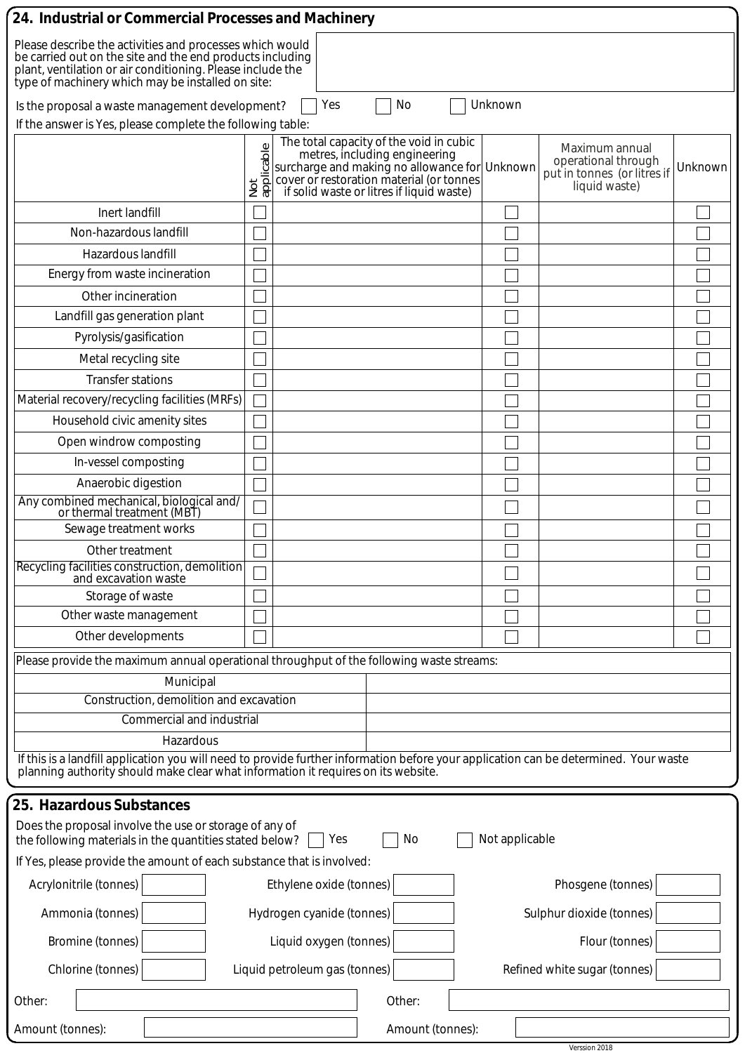## 24. Industrial or Commercial Processes and Machinery

Please describe the activities and processes which would be carried out on the site and the end products including plant, ventilation or air conditioning. Please include the type of machinery which may be installed on site:

Is the proposal a waste management development? ☐ Yes ☐ No ☐ Unknown

If the answer is Yes, please complete the following table:

| | Not applicable | The total capacity of the void in cubic metres, including engineering surcharge and making no allowance for cover or restoration material (or tonnes if solid waste or litres if liquid waste) | Unknown | Maximum annual operational through put in tonnes (or litres if liquid waste) | Unknown |
|---|---|---|---|---|---|
| Inert landfill | ☐ | | ☐ | | ☐ |
| Non-hazardous landfill | ☐ | | ☐ | | ☐ |
| Hazardous landfill | ☐ | | ☐ | | ☐ |
| Energy from waste incineration | ☐ | | ☐ | | ☐ |
| Other incineration | ☐ | | ☐ | | ☐ |
| Landfill gas generation plant | ☐ | | ☐ | | ☐ |
| Pyrolysis/gasification | ☐ | | ☐ | | ☐ |
| Metal recycling site | ☐ | | ☐ | | ☐ |
| Transfer stations | ☐ | | ☐ | | ☐ |
| Material recovery/recycling facilities (MRFs) | ☐ | | ☐ | | ☐ |
| Household civic amenity sites | ☐ | | ☐ | | ☐ |
| Open windrow composting | ☐ | | ☐ | | ☐ |
| In-vessel composting | ☐ | | ☐ | | ☐ |
| Anaerobic digestion | ☐ | | ☐ | | ☐ |
| Any combined mechanical, biological and/or thermal treatment (MBT) | ☐ | | ☐ | | ☐ |
| Sewage treatment works | ☐ | | ☐ | | ☐ |
| Other treatment | ☐ | | ☐ | | ☐ |
| Recycling facilities construction, demolition and excavation waste | ☐ | | ☐ | | ☐ |
| Storage of waste | ☐ | | ☐ | | ☐ |
| Other waste management | ☐ | | ☐ | | ☐ |
| Other developments | ☐ | | ☐ | | ☐ |

Please provide the maximum annual operational throughput of the following waste streams:

| | |
|---|---|
| Municipal | |
| Construction, demolition and excavation | |
| Commercial and industrial | |
| Hazardous | |

If this is a landfill application you will need to provide further information before your application can be determined. Your waste planning authority should make clear what information it requires on its website.

## 25. Hazardous Substances

Does the proposal involve the use or storage of any of the following materials in the quantities stated below? ☐ Yes ☐ No ☐ Not applicable

If Yes, please provide the amount of each substance that is involved:

| | | | | | |
|---|---|---|---|---|---|
| Acrylonitrile (tonnes) | | Ethylene oxide (tonnes) | | Phosgene (tonnes) | |
| Ammonia (tonnes) | | Hydrogen cyanide (tonnes) | | Sulphur dioxide (tonnes) | |
| Bromine (tonnes) | | Liquid oxygen (tonnes) | | Flour (tonnes) | |
| Chlorine (tonnes) | | Liquid petroleum gas (tonnes) | | Refined white sugar (tonnes) | |

Other: 

Amount (tonnes): 

Other: 

Amount (tonnes): 

Version 2018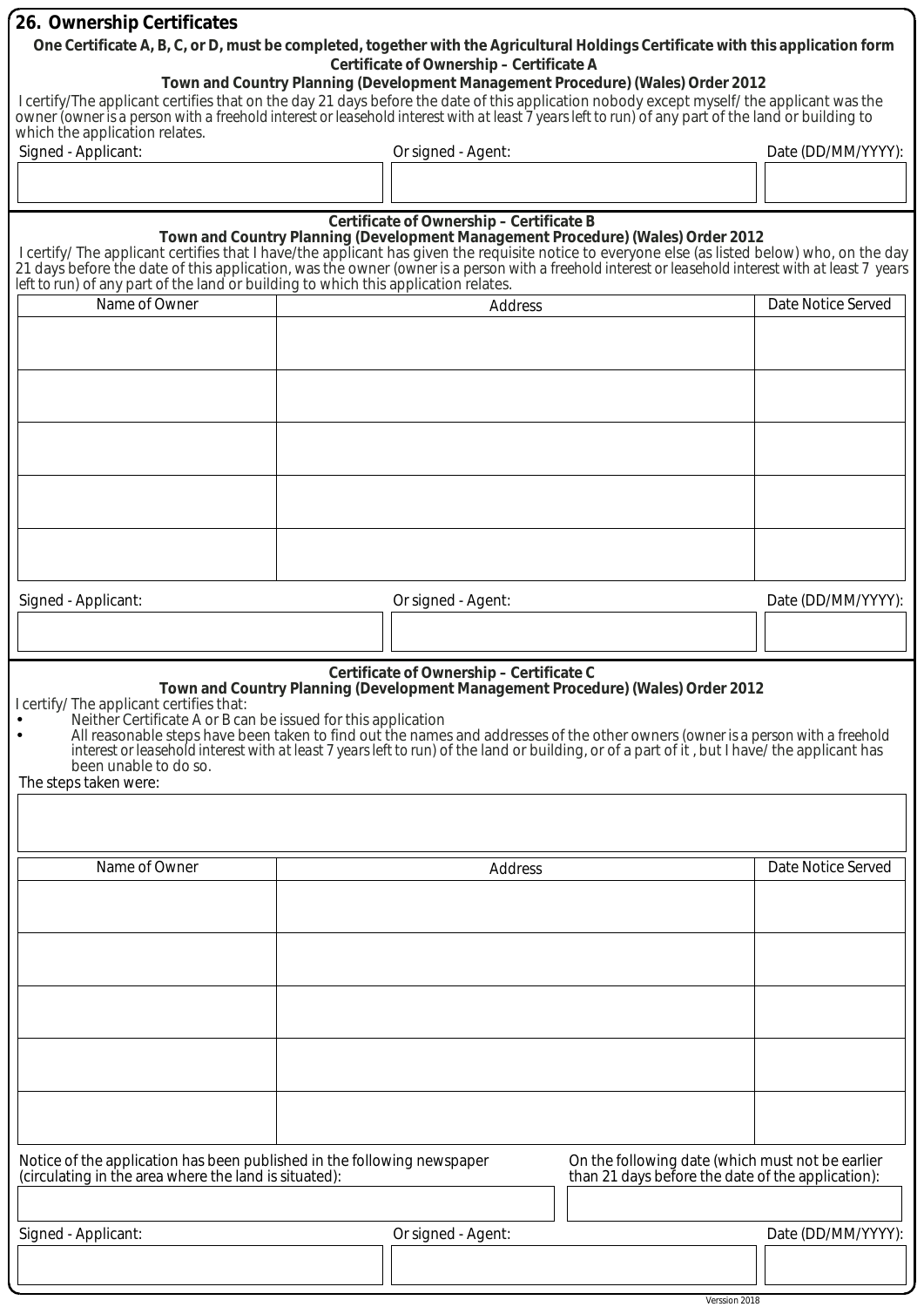## 26. Ownership Certificates

**One Certificate A, B, C, or D, must be completed, together with the Agricultural Holdings Certificate with this application form**

### Certificate of Ownership – Certificate A

**Town and Country Planning (Development Management Procedure) (Wales) Order 2012**

I certify/The applicant certifies that on the day 21 days before the date of this application nobody except myself/ the applicant was the owner (owner is a person with a freehold interest or leasehold interest with at least 7 years left to run) of any part of the land or building to which the application relates.

| Signed - Applicant: | Or signed - Agent: | Date (DD/MM/YYYY): |
|---|---|---|
| | | |

### Certificate of Ownership – Certificate B

**Town and Country Planning (Development Management Procedure) (Wales) Order 2012**

I certify/ The applicant certifies that I have/the applicant has given the requisite notice to everyone else (as listed below) who, on the day 21 days before the date of this application, was the owner (owner is a person with a freehold interest or leasehold interest with at least 7 years left to run) of any part of the land or building to which this application relates.

| Name of Owner | Address | Date Notice Served |
|---|---|---|
| | | |
| | | |
| | | |
| | | |
| | | |

| Signed - Applicant: | Or signed - Agent: | Date (DD/MM/YYYY): |
|---|---|---|
| | | |

### Certificate of Ownership – Certificate C

**Town and Country Planning (Development Management Procedure) (Wales) Order 2012**

I certify/ The applicant certifies that:

- Neither Certificate A or B can be issued for this application
- All reasonable steps have been taken to find out the names and addresses of the other owners (owner is a person with a freehold interest or leasehold interest with at least 7 years left to run) of the land or building, or of a part of it , but I have/ the applicant has been unable to do so.

The steps taken were:

| Name of Owner | Address | Date Notice Served |
|---|---|---|
| | | |
| | | |
| | | |
| | | |
| | | |

| Notice of the application has been published in the following newspaper (circulating in the area where the land is situated): | On the following date (which must not be earlier than 21 days before the date of the application): |
|---|---|
| | |

| Signed - Applicant: | Or signed - Agent: | Date (DD/MM/YYYY): |
|---|---|---|
| | | |

Verssion 2018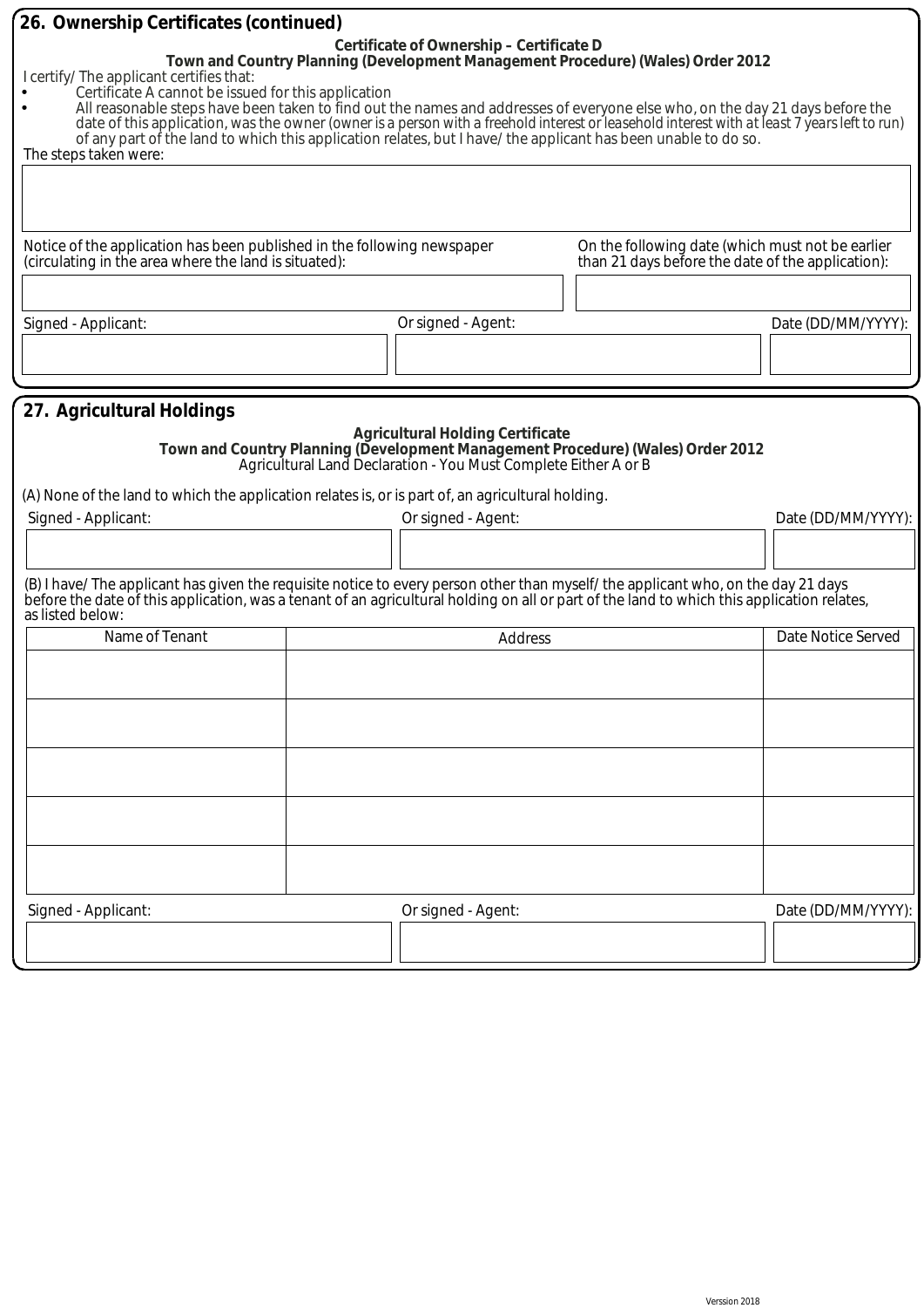## 26. Ownership Certificates (continued)

**Certificate of Ownership – Certificate D**

**Town and Country Planning (Development Management Procedure) (Wales) Order 2012**

I certify/ The applicant certifies that:

- Certificate A cannot be issued for this application
- All reasonable steps have been taken to find out the names and addresses of everyone else who, on the day 21 days before the date of this application, was the owner (owner is a person with a freehold interest or leasehold interest with at least 7 years left to run) of any part of the land to which this application relates, but I have/ the applicant has been unable to do so.

The steps taken were:

| |
|---|
| |

| Notice of the application has been published in the following newspaper (circulating in the area where the land is situated): | On the following date (which must not be earlier than 21 days before the date of the application): |
|---|---|
| | |

| Signed - Applicant: | Or signed - Agent: | Date (DD/MM/YYYY): |
|---|---|---|
| | | |

## 27. Agricultural Holdings

**Agricultural Holding Certificate**

**Town and Country Planning (Development Management Procedure) (Wales) Order 2012**

Agricultural Land Declaration - You Must Complete Either A or B

(A) None of the land to which the application relates is, or is part of, an agricultural holding.

| Signed - Applicant: | Or signed - Agent: | Date (DD/MM/YYYY): |
|---|---|---|
| | | |

(B) I have/ The applicant has given the requisite notice to every person other than myself/ the applicant who, on the day 21 days before the date of this application, was a tenant of an agricultural holding on all or part of the land to which this application relates, as listed below:

| Name of Tenant | Address | Date Notice Served |
|---|---|---|
| | | |
| | | |
| | | |
| | | |
| | | |

| Signed - Applicant: | Or signed - Agent: | Date (DD/MM/YYYY): |
|---|---|---|
| | | |

Verssion 2018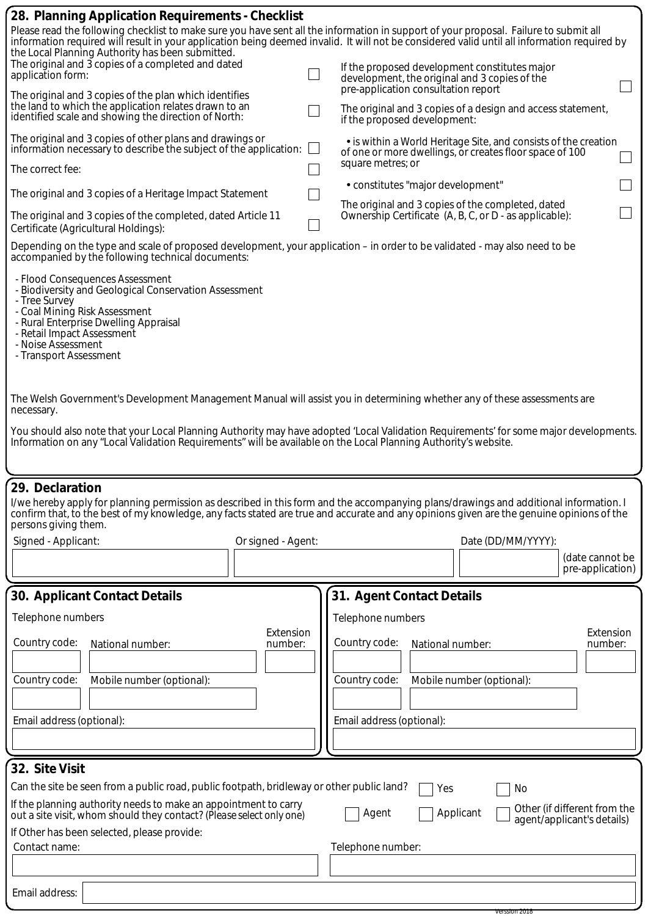## 28. Planning Application Requirements - Checklist

Please read the following checklist to make sure you have sent all the information in support of your proposal. Failure to submit all information required will result in your application being deemed invalid. It will not be considered valid until all information required by the Local Planning Authority has been submitted.

- The original and 3 copies of a completed and dated application form: ☐
- The original and 3 copies of the plan which identifies the land to which the application relates drawn to an identified scale and showing the direction of North: ☐
- The original and 3 copies of other plans and drawings or information necessary to describe the subject of the application: ☐
- The correct fee: ☐
- The original and 3 copies of a Heritage Impact Statement ☐
- The original and 3 copies of the completed, dated Article 11 Certificate (Agricultural Holdings): ☐
- If the proposed development constitutes major development, the original and 3 copies of the pre-application consultation report ☐
- The original and 3 copies of a design and access statement, if the proposed development:
  - is within a World Heritage Site, and consists of the creation of one or more dwellings, or creates floor space of 100 square metres; or ☐
  - constitutes "major development" ☐
- The original and 3 copies of the completed, dated Ownership Certificate (A, B, C, or D - as applicable): ☐

Depending on the type and scale of proposed development, your application – in order to be validated - may also need to be accompanied by the following technical documents:

- Flood Consequences Assessment
- Biodiversity and Geological Conservation Assessment
- Tree Survey
- Coal Mining Risk Assessment
- Rural Enterprise Dwelling Appraisal
- Retail Impact Assessment
- Noise Assessment
- Transport Assessment

The Welsh Government's Development Management Manual will assist you in determining whether any of these assessments are necessary.

You should also note that your Local Planning Authority may have adopted 'Local Validation Requirements' for some major developments. Information on any "Local Validation Requirements" will be available on the Local Planning Authority's website.

## 29. Declaration

I/we hereby apply for planning permission as described in this form and the accompanying plans/drawings and additional information. I confirm that, to the best of my knowledge, any facts stated are true and accurate and any opinions given are the genuine opinions of the persons giving them.

| Signed - Applicant: | Or signed - Agent: | Date (DD/MM/YYYY): |
|---|---|---|
| | | (date cannot be pre-application) |

## 30. Applicant Contact Details

Telephone numbers

| Country code: | National number: | Extension number: |
|---|---|---|
| | | |

| Country code: | Mobile number (optional): |
|---|---|
| | |

Email address (optional):

## 31. Agent Contact Details

Telephone numbers

| Country code: | National number: | Extension number: |
|---|---|---|
| | | |

| Country code: | Mobile number (optional): |
|---|---|
| | |

Email address (optional):

## 32. Site Visit

Can the site be seen from a public road, public footpath, bridleway or other public land? ☐ Yes ☐ No

If the planning authority needs to make an appointment to carry out a site visit, whom should they contact? (Please select only one) ☐ Agent ☐ Applicant ☐ Other (if different from the agent/applicant's details)

If Other has been selected, please provide:

| Contact name: | Telephone number: |
|---|---|
| | |

Email address:

Version 2018